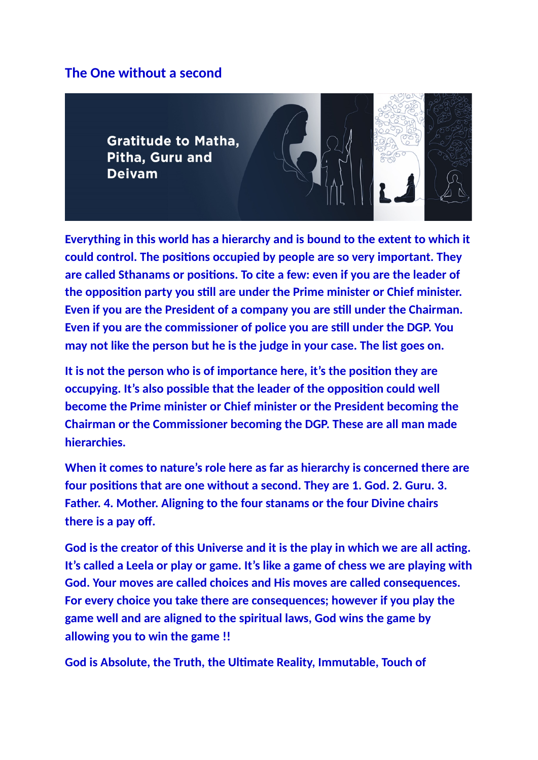## The One without a second

Everything in this world has a hierarchy and is bound to the extent to which it could control. The positions occupied by people are so very important. They are called Sthanams or positions. To cite a few: even if you are the leader of the opposition party you still are under the Prime minister or Chief minister. Even if you are the President of a company you are still under the Chairman. Even if you are the commissioner of police you are still under the DGP. You may not like the person but he is the judge in your case. The list goes on.

It is not the person who is of importance here, it's the position they are occupying. It's also possible that the leader of the opposition could well become the Prime minister or Chief minister or the President becoming the Chairman or the Commissioner becoming the DGP. These are all man made hierarchies.

When it comes to nature's role here as far as hierarchy is concerned there are four positions that are one without a second. They are 1. God. 2. Guru. 3. Father. 4. Mother. Aligning to the four stanams or the four Divine chairs there is a pay off.

God is the creator of this Universe and it is the play in which we are all acting. It's called a Leela or play or game. It's like a game of chess we are playing with God. Your moves are called choices and His moves are called consequences. For every choice you take there are consequences; however if you play the game well and are aligned to the spiritual laws, God wins the game by allowing you to win the game !!

God is Absolute, the Truth, the Ultimate Reality, Immutable, Touch of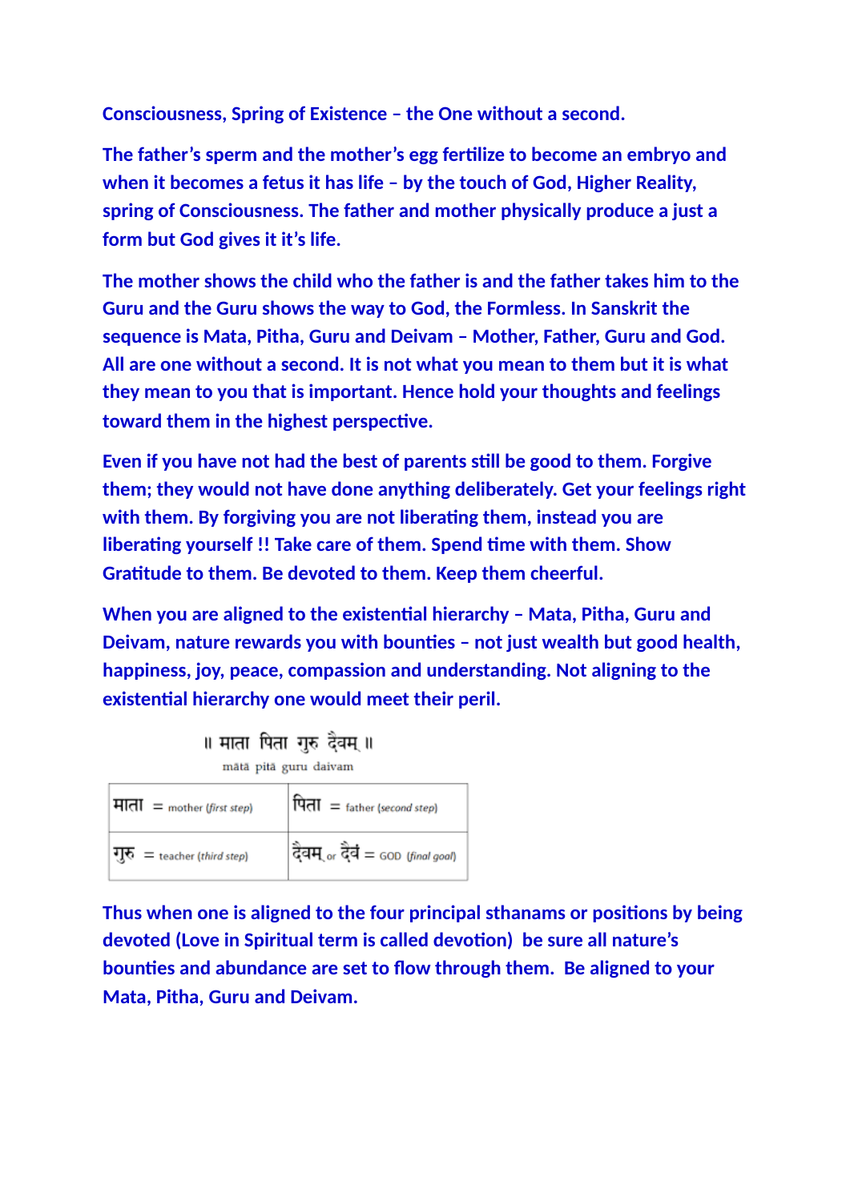**Consciousness, Spring of Existence – the One without a second.**

**The father's sperm and the mother's egg fertilize to become an embryo and when it becomes a fetus it has life – by the touch of God, Higher Reality, spring of Consciousness. The father and mother physically produce a just a form but God gives it it's life.**

**The mother shows the child who the father is and the father takes him to the Guru and the Guru shows the way to God, the Formless. In Sanskrit the sequence is Mata, Pitha, Guru and Deivam – Mother, Father, Guru and God. All are one without a second. It is not what you mean to them but it is what they mean to you that is important. Hence hold your thoughts and feelings toward them in the highest perspective.**

**Even if you have not had the best of parents still be good to them. Forgive them; they would not have done anything deliberately. Get your feelings right with them. By forgiving you are not liberating them, instead you are liberating yourself !! Take care of them. Spend time with them. Show Gratitude to them. Be devoted to them. Keep them cheerful.**

**When you are aligned to the existential hierarchy – Mata, Pitha, Guru and Deivam, nature rewards you with bounties – not just wealth but good health, happiness, joy, peace, compassion and understanding. Not aligning to the existential hierarchy one would meet their peril.**

॥ माता पिता गुरु दैवम् ॥

mātā pitā guru daivam

| | |
|---|---|
| माता = mother (*first step*) | पिता = father (*second step*) |
| गुरु = teacher (*third step*) | दैवम् or दैवं = GOD (*final goal*) |

**Thus when one is aligned to the four principal sthanams or positions by being devoted (Love in Spiritual term is called devotion) be sure all nature's bounties and abundance are set to flow through them. Be aligned to your Mata, Pitha, Guru and Deivam.**